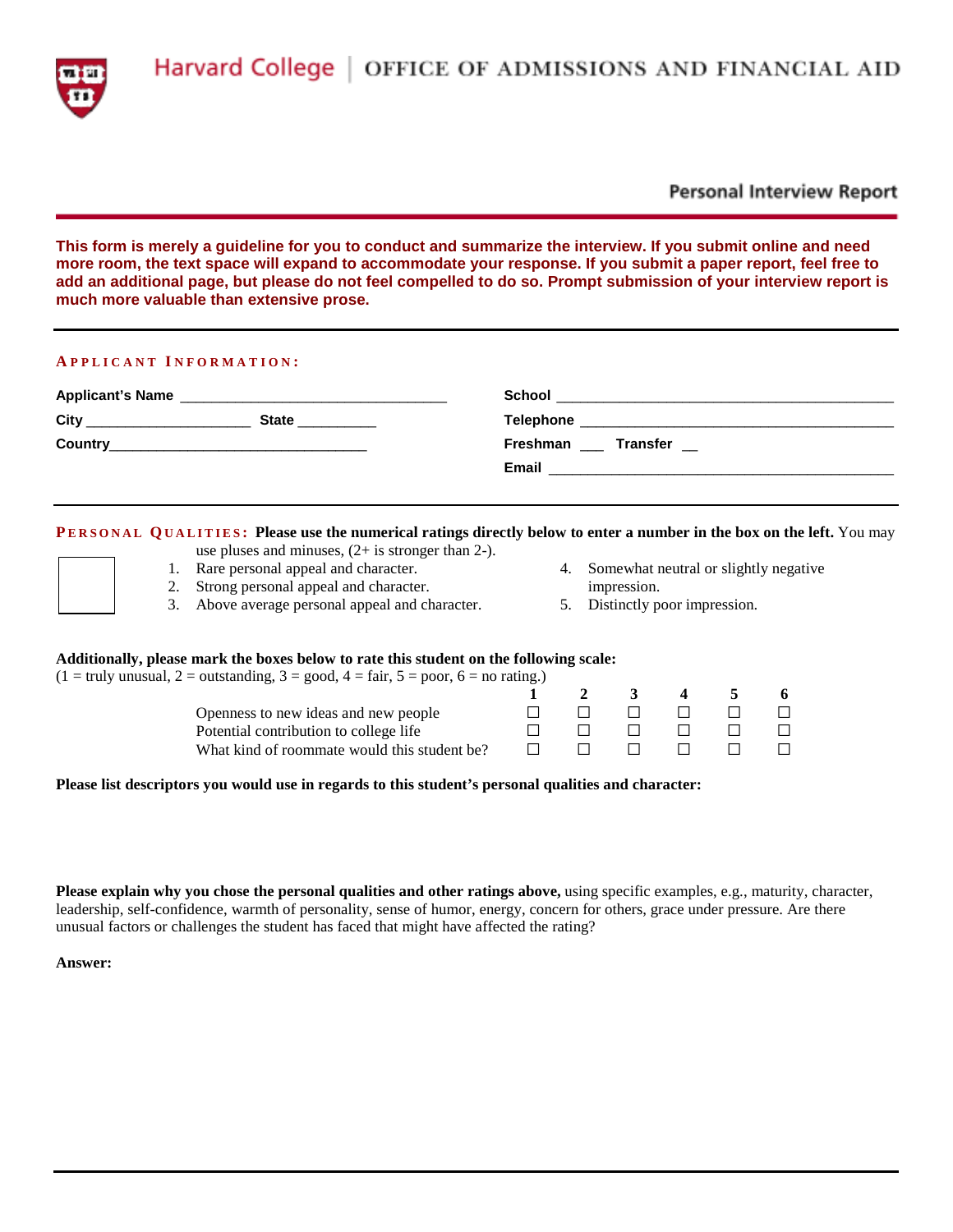Harvard College | OFFICE OF ADMISSIONS AND FINANCIAL AID

## Personal Interview Report

**This form is merely a guideline for you to conduct and summarize the interview. If you submit online and need more room, the text space will expand to accommodate your response. If you submit a paper report, feel free to add an additional page, but please do not feel compelled to do so. Prompt submission of your interview report is much more valuable than extensive prose.**

### APPLICANT INFORMATION:

**Applicant's Name** ___________________________________

**City** _____________________ **State** __________

**Country**__________________________________

**School** ___________________________________________

**Telephone** _________________________________________

**Freshman** ___ **Transfer** __

**Email** ____________________________________________

**PERSONAL QUALITIES: Please use the numerical ratings directly below to enter a number in the box on the left.** You may use pluses and minuses, (2+ is stronger than 2-).

☐

1. Rare personal appeal and character.
2. Strong personal appeal and character.
3. Above average personal appeal and character.
4. Somewhat neutral or slightly negative impression.
5. Distinctly poor impression.

**Additionally, please mark the boxes below to rate this student on the following scale:**
(1 = truly unusual, 2 = outstanding, 3 = good, 4 = fair, 5 = poor, 6 = no rating.)

| | 1 | 2 | 3 | 4 | 5 | 6 |
|---|---|---|---|---|---|---|
| Openness to new ideas and new people | ☐ | ☐ | ☐ | ☐ | ☐ | ☐ |
| Potential contribution to college life | ☐ | ☐ | ☐ | ☐ | ☐ | ☐ |
| What kind of roommate would this student be? | ☐ | ☐ | ☐ | ☐ | ☐ | ☐ |

**Please list descriptors you would use in regards to this student's personal qualities and character:**

**Please explain why you chose the personal qualities and other ratings above,** using specific examples, e.g., maturity, character, leadership, self-confidence, warmth of personality, sense of humor, energy, concern for others, grace under pressure. Are there unusual factors or challenges the student has faced that might have affected the rating?

**Answer:**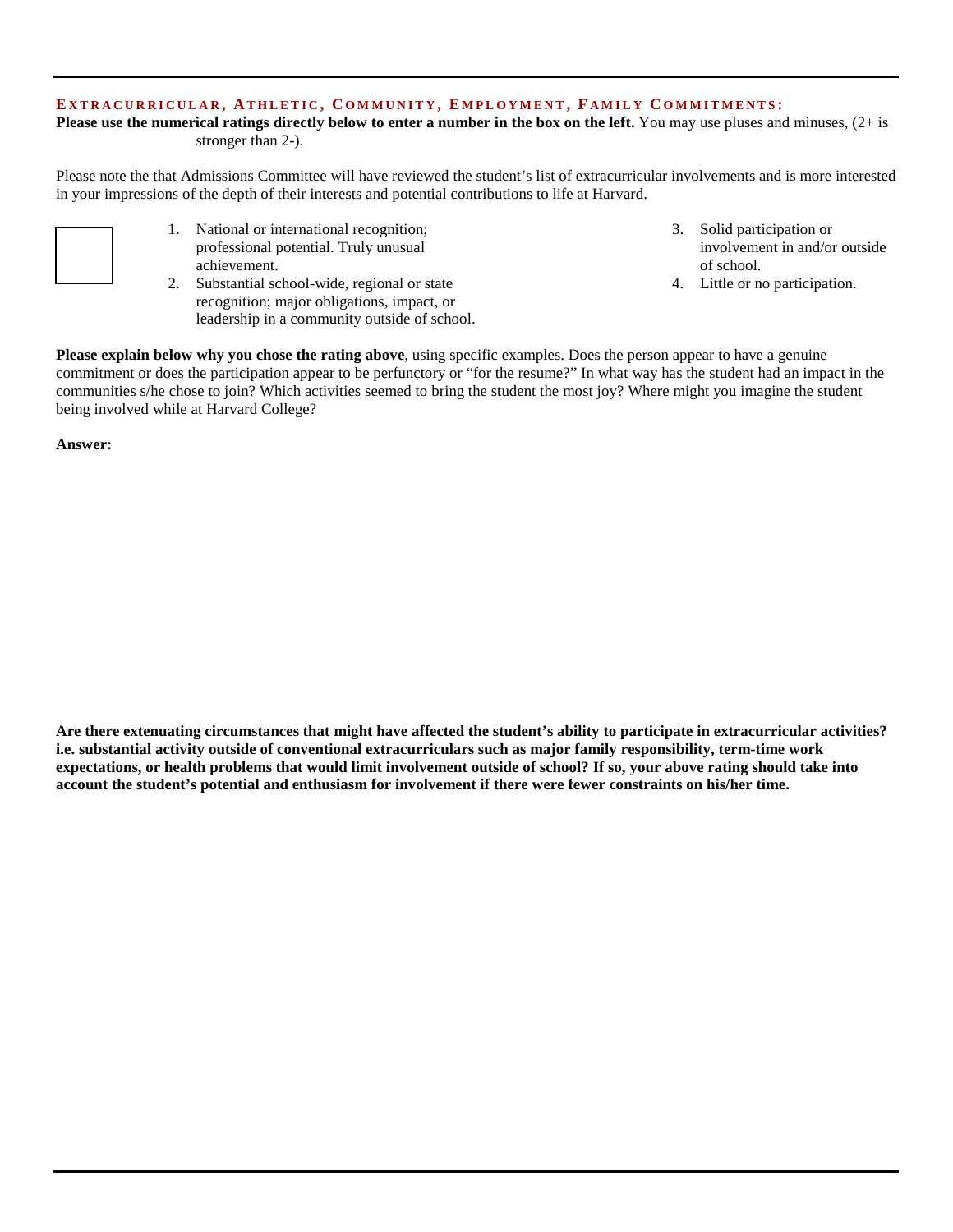## EXTRACURRICULAR, ATHLETIC, COMMUNITY, EMPLOYMENT, FAMILY COMMITMENTS:

**Please use the numerical ratings directly below to enter a number in the box on the left.** You may use pluses and minuses, (2+ is stronger than 2-).

Please note the that Admissions Committee will have reviewed the student's list of extracurricular involvements and is more interested in your impressions of the depth of their interests and potential contributions to life at Harvard.

1. National or international recognition; professional potential. Truly unusual achievement.
2. Substantial school-wide, regional or state recognition; major obligations, impact, or leadership in a community outside of school.
3. Solid participation or involvement in and/or outside of school.
4. Little or no participation.

**Please explain below why you chose the rating above**, using specific examples. Does the person appear to have a genuine commitment or does the participation appear to be perfunctory or "for the resume?" In what way has the student had an impact in the communities s/he chose to join? Which activities seemed to bring the student the most joy? Where might you imagine the student being involved while at Harvard College?

**Answer:**

**Are there extenuating circumstances that might have affected the student's ability to participate in extracurricular activities? i.e. substantial activity outside of conventional extracurriculars such as major family responsibility, term-time work expectations, or health problems that would limit involvement outside of school? If so, your above rating should take into account the student's potential and enthusiasm for involvement if there were fewer constraints on his/her time.**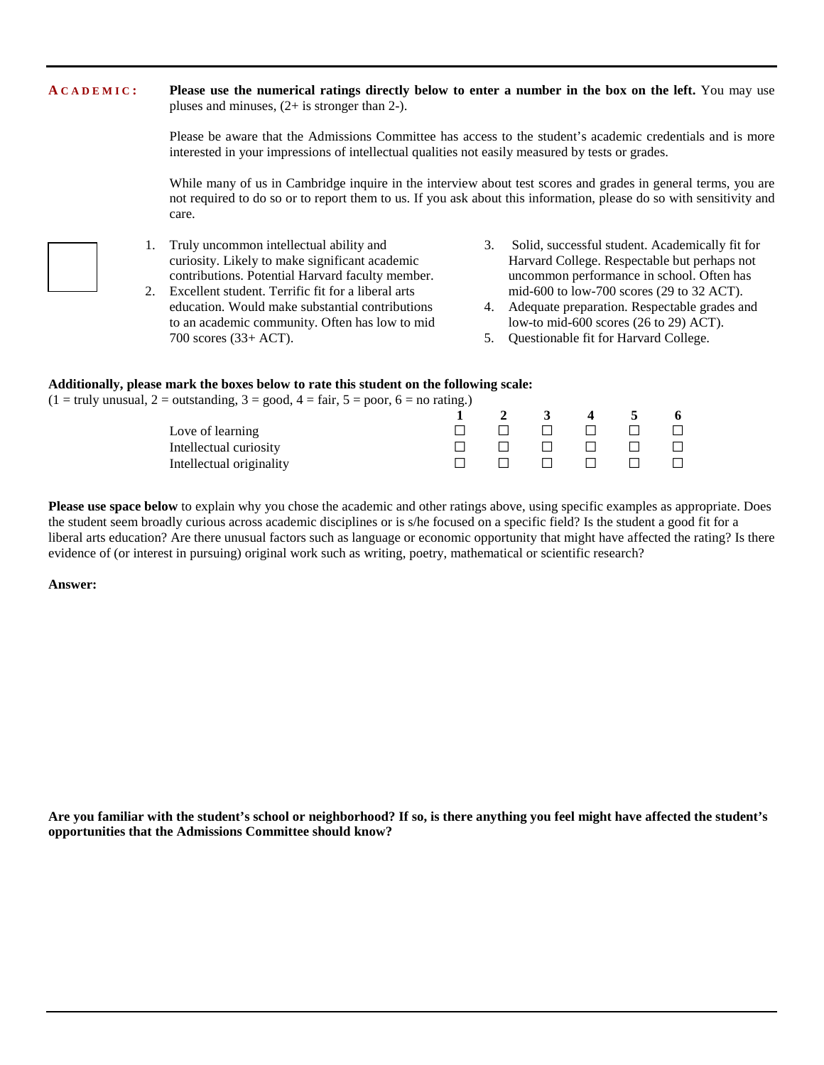**ACADEMIC:** **Please use the numerical ratings directly below to enter a number in the box on the left.** You may use pluses and minuses, (2+ is stronger than 2-).

Please be aware that the Admissions Committee has access to the student's academic credentials and is more interested in your impressions of intellectual qualities not easily measured by tests or grades.

While many of us in Cambridge inquire in the interview about test scores and grades in general terms, you are not required to do so or to report them to us. If you ask about this information, please do so with sensitivity and care.

☐

1. Truly uncommon intellectual ability and curiosity. Likely to make significant academic contributions. Potential Harvard faculty member.
2. Excellent student. Terrific fit for a liberal arts education. Would make substantial contributions to an academic community. Often has low to mid 700 scores (33+ ACT).
3. Solid, successful student. Academically fit for Harvard College. Respectable but perhaps not uncommon performance in school. Often has mid-600 to low-700 scores (29 to 32 ACT).
4. Adequate preparation. Respectable grades and low-to mid-600 scores (26 to 29) ACT).
5. Questionable fit for Harvard College.

**Additionally, please mark the boxes below to rate this student on the following scale:**
(1 = truly unusual, 2 = outstanding, 3 = good, 4 = fair, 5 = poor, 6 = no rating.)

| | 1 | 2 | 3 | 4 | 5 | 6 |
|---|---|---|---|---|---|---|
| Love of learning | ☐ | ☐ | ☐ | ☐ | ☐ | ☐ |
| Intellectual curiosity | ☐ | ☐ | ☐ | ☐ | ☐ | ☐ |
| Intellectual originality | ☐ | ☐ | ☐ | ☐ | ☐ | ☐ |

**Please use space below** to explain why you chose the academic and other ratings above, using specific examples as appropriate. Does the student seem broadly curious across academic disciplines or is s/he focused on a specific field? Is the student a good fit for a liberal arts education? Are there unusual factors such as language or economic opportunity that might have affected the rating? Is there evidence of (or interest in pursuing) original work such as writing, poetry, mathematical or scientific research?

**Answer:**

**Are you familiar with the student's school or neighborhood? If so, is there anything you feel might have affected the student's opportunities that the Admissions Committee should know?**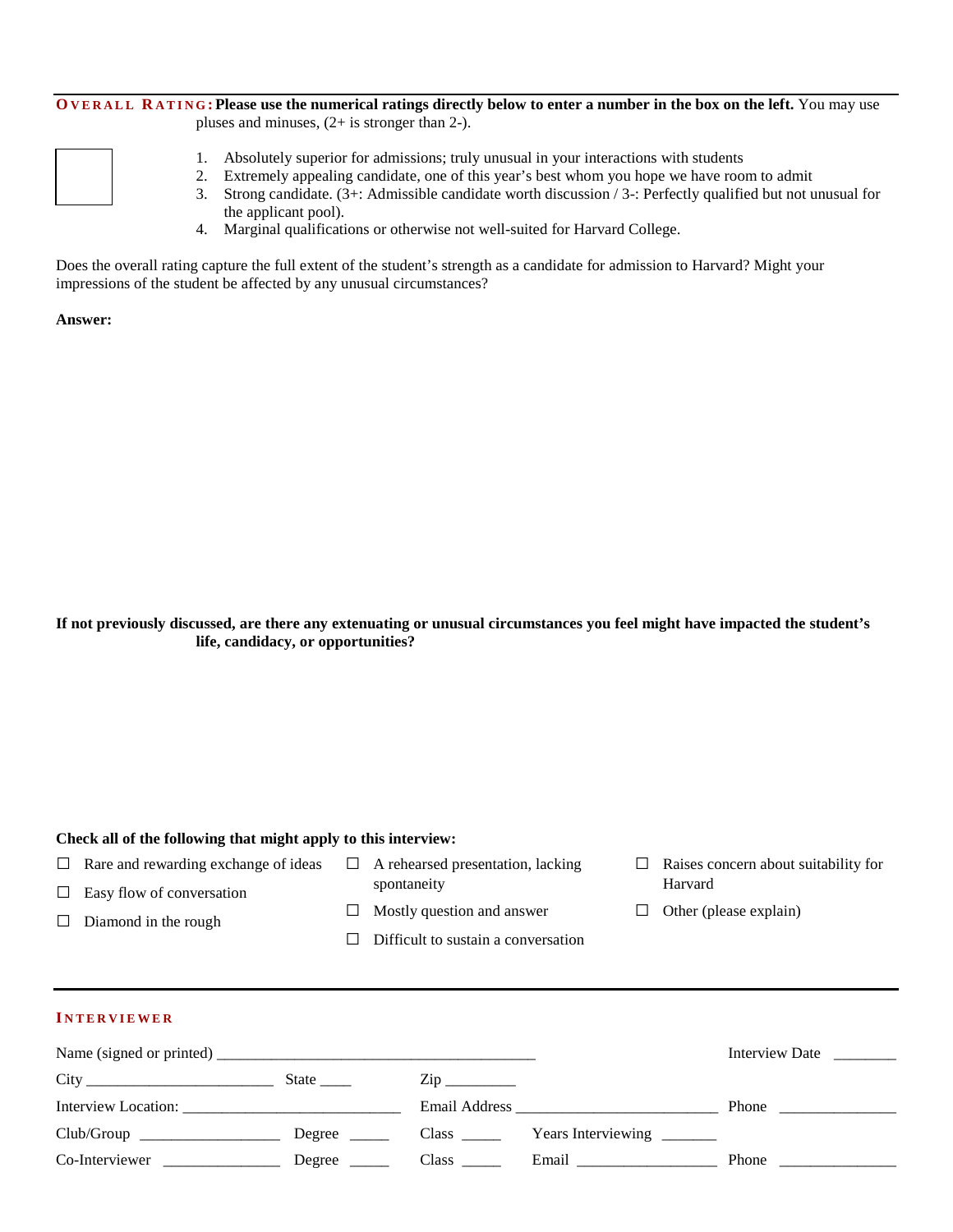**OVERALL RATING: Please use the numerical ratings directly below to enter a number in the box on the left.** You may use pluses and minuses, (2+ is stronger than 2-).

☐

1. Absolutely superior for admissions; truly unusual in your interactions with students
2. Extremely appealing candidate, one of this year's best whom you hope we have room to admit
3. Strong candidate. (3+: Admissible candidate worth discussion / 3-: Perfectly qualified but not unusual for the applicant pool).
4. Marginal qualifications or otherwise not well-suited for Harvard College.

Does the overall rating capture the full extent of the student's strength as a candidate for admission to Harvard? Might your impressions of the student be affected by any unusual circumstances?

**Answer:**

**If not previously discussed, are there any extenuating or unusual circumstances you feel might have impacted the student's life, candidacy, or opportunities?**

**Check all of the following that might apply to this interview:**

- ☐ Rare and rewarding exchange of ideas
- ☐ Easy flow of conversation
- ☐ Diamond in the rough
- ☐ A rehearsed presentation, lacking spontaneity
- ☐ Mostly question and answer
- ☐ Difficult to sustain a conversation
- ☐ Raises concern about suitability for Harvard
- ☐ Other (please explain)

**INTERVIEWER**

Name (signed or printed) ________________________________________ Interview Date ________

City ________________________ State ____ Zip _________

Interview Location: ___________________________ Email Address _________________________ Phone _______________

Club/Group __________________ Degree _____ Class _____ Years Interviewing _______

Co-Interviewer _______________ Degree _____ Class _____ Email __________________ Phone _______________